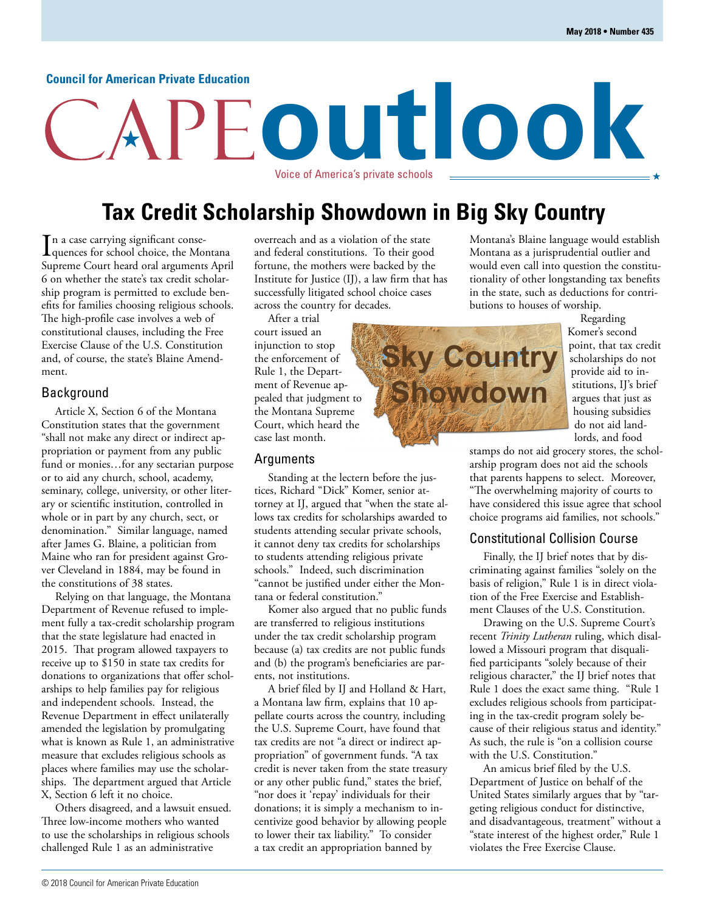Council for American Private Education

# CAPE outlook

Voice of America's private schools

## Tax Credit Scholarship Showdown in Big Sky Country

In a case carrying significant consequences for school choice, the Montana Supreme Court heard oral arguments April 6 on whether the state's tax credit scholarship program is permitted to exclude benefits for families choosing religious schools. The high-profile case involves a web of constitutional clauses, including the Free Exercise Clause of the U.S. Constitution and, of course, the state's Blaine Amendment.

### Background

Article X, Section 6 of the Montana Constitution states that the government "shall not make any direct or indirect appropriation or payment from any public fund or monies…for any sectarian purpose or to aid any church, school, academy, seminary, college, university, or other literary or scientific institution, controlled in whole or in part by any church, sect, or denomination." Similar language, named after James G. Blaine, a politician from Maine who ran for president against Grover Cleveland in 1884, may be found in the constitutions of 38 states.

Relying on that language, the Montana Department of Revenue refused to implement fully a tax-credit scholarship program that the state legislature had enacted in 2015. That program allowed taxpayers to receive up to $150 in state tax credits for donations to organizations that offer scholarships to help families pay for religious and independent schools. Instead, the Revenue Department in effect unilaterally amended the legislation by promulgating what is known as Rule 1, an administrative measure that excludes religious schools as places where families may use the scholarships. The department argued that Article X, Section 6 left it no choice.

Others disagreed, and a lawsuit ensued. Three low-income mothers who wanted to use the scholarships in religious schools challenged Rule 1 as an administrative overreach and as a violation of the state and federal constitutions. To their good fortune, the mothers were backed by the Institute for Justice (IJ), a law firm that has successfully litigated school choice cases across the country for decades.

After a trial court issued an injunction to stop the enforcement of Rule 1, the Department of Revenue appealed that judgment to the Montana Supreme Court, which heard the case last month.

### Arguments

Standing at the lectern before the justices, Richard "Dick" Komer, senior attorney at IJ, argued that "when the state allows tax credits for scholarships awarded to students attending secular private schools, it cannot deny tax credits for scholarships to students attending religious private schools." Indeed, such discrimination "cannot be justified under either the Montana or federal constitution."

Komer also argued that no public funds are transferred to religious institutions under the tax credit scholarship program because (a) tax credits are not public funds and (b) the program's beneficiaries are parents, not institutions.

A brief filed by IJ and Holland & Hart, a Montana law firm, explains that 10 appellate courts across the country, including the U.S. Supreme Court, have found that tax credits are not "a direct or indirect appropriation" of government funds. "A tax credit is never taken from the state treasury or any other public fund," states the brief, "nor does it 'repay' individuals for their donations; it is simply a mechanism to incentivize good behavior by allowing people to lower their tax liability." To consider a tax credit an appropriation banned by Montana's Blaine language would establish Montana as a jurisprudential outlier and would even call into question the constitutionality of other longstanding tax benefits in the state, such as deductions for contributions to houses of worship.

Sky Country Showdown

Regarding Komer's second point, that tax credit scholarships do not provide aid to institutions, IJ's brief argues that just as housing subsidies do not aid landlords, and food stamps do not aid grocery stores, the scholarship program does not aid the schools that parents happens to select. Moreover, "The overwhelming majority of courts to have considered this issue agree that school choice programs aid families, not schools."

### Constitutional Collision Course

Finally, the IJ brief notes that by discriminating against families "solely on the basis of religion," Rule 1 is in direct violation of the Free Exercise and Establishment Clauses of the U.S. Constitution.

Drawing on the U.S. Supreme Court's recent *Trinity Lutheran* ruling, which disallowed a Missouri program that disqualified participants "solely because of their religious character," the IJ brief notes that Rule 1 does the exact same thing. "Rule 1 excludes religious schools from participating in the tax-credit program solely because of their religious status and identity." As such, the rule is "on a collision course with the U.S. Constitution."

An amicus brief filed by the U.S. Department of Justice on behalf of the United States similarly argues that by "targeting religious conduct for distinctive, and disadvantageous, treatment" without a "state interest of the highest order," Rule 1 violates the Free Exercise Clause.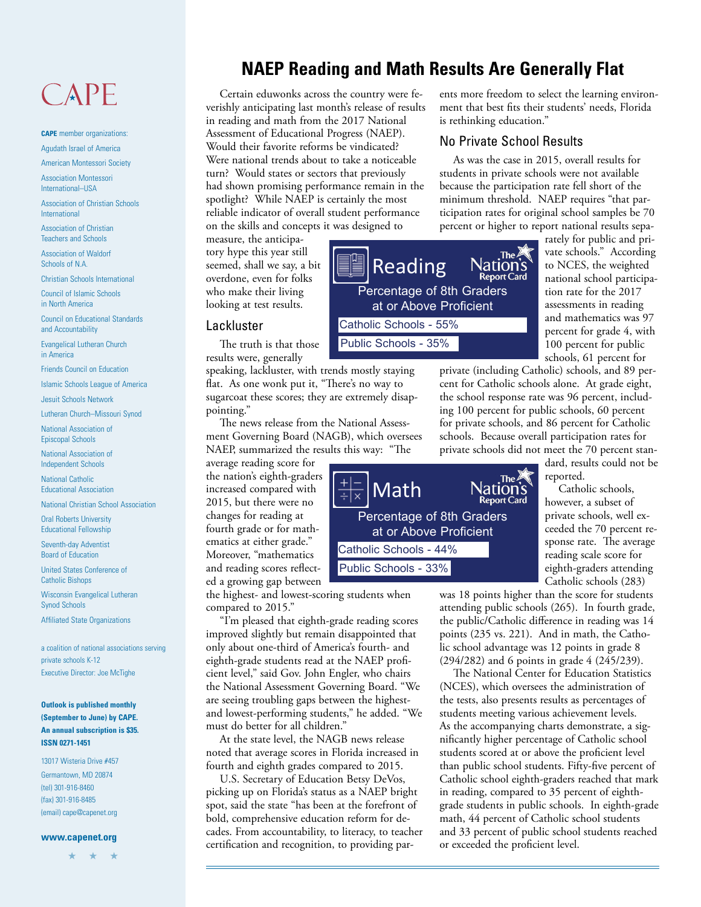# CAPE

**CAPE** member organizations:

Agudath Israel of America

American Montessori Society

Association Montessori International–USA

Association of Christian Schools International

Association of Christian Teachers and Schools

Association of Waldorf Schools of N.A.

Christian Schools International

Council of Islamic Schools in North America

Council on Educational Standards and Accountability

Evangelical Lutheran Church in America

Friends Council on Education

Islamic Schools League of America

Jesuit Schools Network

Lutheran Church–Missouri Synod

National Association of Episcopal Schools

National Association of Independent Schools

National Catholic Educational Association

National Christian School Association

Oral Roberts University Educational Fellowship

Seventh-day Adventist Board of Education

United States Conference of Catholic Bishops

Wisconsin Evangelical Lutheran Synod Schools

Affiliated State Organizations

a coalition of national associations serving private schools K-12

Executive Director: Joe McTighe

**Outlook is published monthly (September to June) by CAPE. An annual subscription is $35. ISSN 0271-1451**

13017 Wisteria Drive #457
Germantown, MD 20874
(tel) 301-916-8460
(fax) 301-916-8485
(email) cape@capenet.org

**www.capenet.org**

# NAEP Reading and Math Results Are Generally Flat

Certain eduwonks across the country were feverishly anticipating last month's release of results in reading and math from the 2017 National Assessment of Educational Progress (NAEP). Would their favorite reforms be vindicated? Were national trends about to take a noticeable turn? Would states or sectors that previously had shown promising performance remain in the spotlight? While NAEP is certainly the most reliable indicator of overall student performance on the skills and concepts it was designed to measure, the anticipatory hype this year still seemed, shall we say, a bit overdone, even for folks who make their living looking at test results.

## Lackluster

The truth is that those results were, generally speaking, lackluster, with trends mostly staying flat. As one wonk put it, "There's no way to sugarcoat these scores; they are extremely disappointing."

The news release from the National Assessment Governing Board (NAGB), which oversees NAEP, summarized the results this way: "The average reading score for the nation's eighth-graders increased compared with 2015, but there were no changes for reading at fourth grade or for mathematics at either grade." Moreover, "mathematics and reading scores reflected a growing gap between the highest- and lowest-scoring students when compared to 2015."

"I'm pleased that eighth-grade reading scores improved slightly but remain disappointed that only about one-third of America's fourth- and eighth-grade students read at the NAEP proficient level," said Gov. John Engler, who chairs the National Assessment Governing Board. "We are seeing troubling gaps between the highest- and lowest-performing students," he added. "We must do better for all children."

At the state level, the NAGB news release noted that average scores in Florida increased in fourth and eighth grades compared to 2015.

U.S. Secretary of Education Betsy DeVos, picking up on Florida's status as a NAEP bright spot, said the state "has been at the forefront of bold, comprehensive education reform for decades. From accountability, to literacy, to teacher certification and recognition, to providing parents more freedom to select the learning environment that best fits their students' needs, Florida is rethinking education."

## No Private School Results

As was the case in 2015, overall results for students in private schools were not available because the participation rate fell short of the minimum threshold. NAEP requires "that participation rates for original school samples be 70 percent or higher to report national results separately for public and private schools." According to NCES, the weighted national school participation rate for the 2017 assessments in reading and mathematics was 97 percent for grade 4, with 100 percent for public schools, 61 percent for private (including Catholic) schools, and 89 percent for Catholic schools alone. At grade eight, the school response rate was 96 percent, including 100 percent for public schools, 60 percent for private schools, and 86 percent for Catholic schools. Because overall participation rates for private schools did not meet the 70 percent standard, results could not be reported.

**Reading** — The Nation's Report Card
Percentage of 8th Graders at or Above Proficient
Catholic Schools - 55%
Public Schools - 35%

**Math** — The Nation's Report Card
Percentage of 8th Graders at or Above Proficient
Catholic Schools - 44%
Public Schools - 33%

Catholic schools, however, a subset of private schools, well exceeded the 70 percent response rate. The average reading scale score for eighth-graders attending Catholic schools (283) was 18 points higher than the score for students attending public schools (265). In fourth grade, the public/Catholic difference in reading was 14 points (235 vs. 221). And in math, the Catholic school advantage was 12 points in grade 8 (294/282) and 6 points in grade 4 (245/239).

The National Center for Education Statistics (NCES), which oversees the administration of the tests, also presents results as percentages of students meeting various achievement levels. As the accompanying charts demonstrate, a significantly higher percentage of Catholic school students scored at or above the proficient level than public school students. Fifty-five percent of Catholic school eighth-graders reached that mark in reading, compared to 35 percent of eighth-grade students in public schools. In eighth-grade math, 44 percent of Catholic school students and 33 percent of public school students reached or exceeded the proficient level.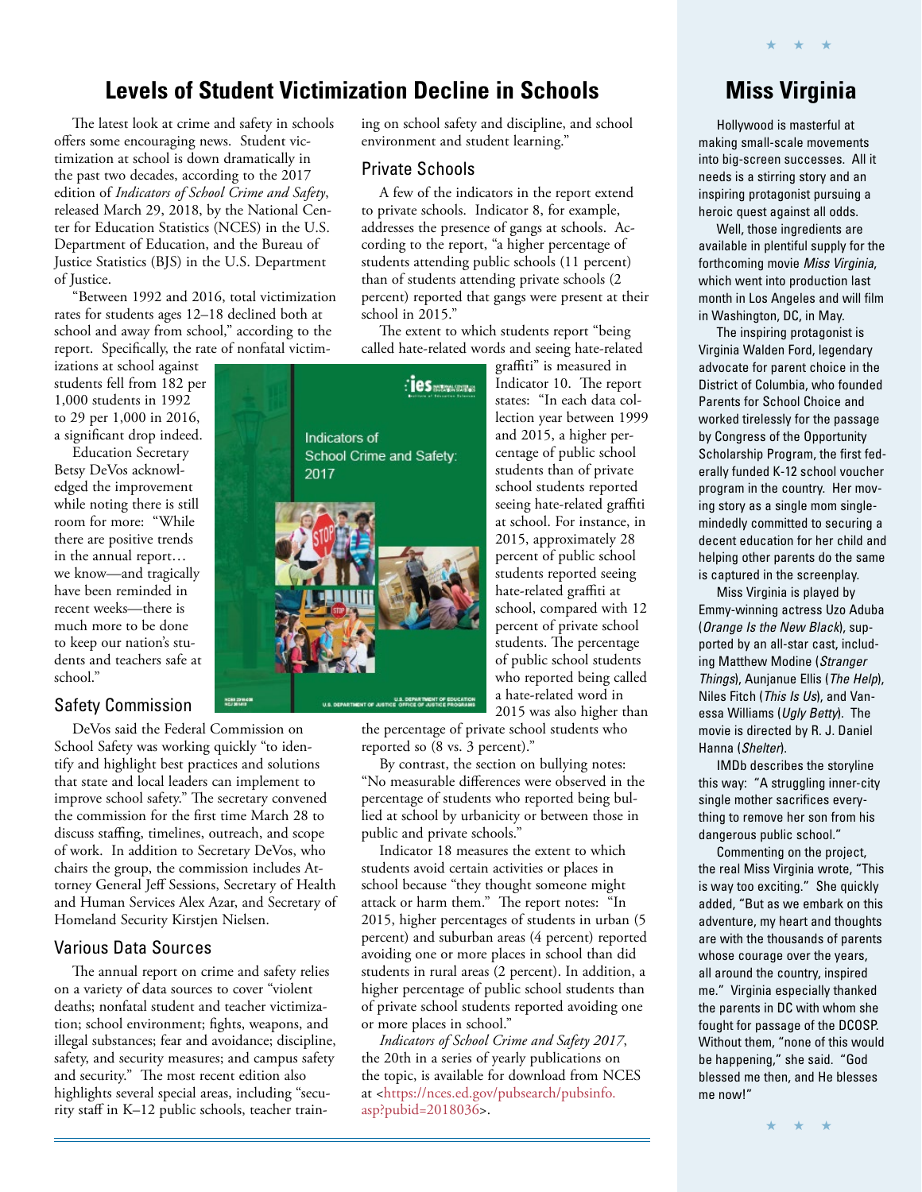# Levels of Student Victimization Decline in Schools

The latest look at crime and safety in schools offers some encouraging news. Student victimization at school is down dramatically in the past two decades, according to the 2017 edition of *Indicators of School Crime and Safety*, released March 29, 2018, by the National Center for Education Statistics (NCES) in the U.S. Department of Education, and the Bureau of Justice Statistics (BJS) in the U.S. Department of Justice.

"Between 1992 and 2016, total victimization rates for students ages 12–18 declined both at school and away from school," according to the report. Specifically, the rate of nonfatal victimizations at school against students fell from 182 per 1,000 students in 1992 to 29 per 1,000 in 2016, a significant drop indeed.

Education Secretary Betsy DeVos acknowledged the improvement while noting there is still room for more: "While there are positive trends in the annual report… we know—and tragically have been reminded in recent weeks—there is much more to be done to keep our nation's students and teachers safe at school."

## Safety Commission

DeVos said the Federal Commission on School Safety was working quickly "to identify and highlight best practices and solutions that state and local leaders can implement to improve school safety." The secretary convened the commission for the first time March 28 to discuss staffing, timelines, outreach, and scope of work. In addition to Secretary DeVos, who chairs the group, the commission includes Attorney General Jeff Sessions, Secretary of Health and Human Services Alex Azar, and Secretary of Homeland Security Kirstjen Nielsen.

## Various Data Sources

The annual report on crime and safety relies on a variety of data sources to cover "violent deaths; nonfatal student and teacher victimization; school environment; fights, weapons, and illegal substances; fear and avoidance; discipline, safety, and security measures; and campus safety and security." The most recent edition also highlights several special areas, including "security staff in K–12 public schools, teacher training on school safety and discipline, and school environment and student learning."

## Private Schools

A few of the indicators in the report extend to private schools. Indicator 8, for example, addresses the presence of gangs at schools. According to the report, "a higher percentage of students attending public schools (11 percent) than of students attending private schools (2 percent) reported that gangs were present at their school in 2015."

The extent to which students report "being called hate-related words and seeing hate-related graffiti" is measured in Indicator 10. The report states: "In each data collection year between 1999 and 2015, a higher percentage of public school students than of private school students reported seeing hate-related graffiti at school. For instance, in 2015, approximately 28 percent of public school students reported seeing hate-related graffiti at school, compared with 12 percent of private school students. The percentage of public school students who reported being called a hate-related word in 2015 was also higher than the percentage of private school students who reported so (8 vs. 3 percent)."

By contrast, the section on bullying notes: "No measurable differences were observed in the percentage of students who reported being bullied at school by urbanicity or between those in public and private schools."

Indicator 18 measures the extent to which students avoid certain activities or places in school because "they thought someone might attack or harm them." The report notes: "In 2015, higher percentages of students in urban (5 percent) and suburban areas (4 percent) reported avoiding one or more places in school than did students in rural areas (2 percent). In addition, a higher percentage of public school students than of private school students reported avoiding one or more places in school."

*Indicators of School Crime and Safety 2017*, the 20th in a series of yearly publications on the topic, is available for download from NCES at <https://nces.ed.gov/pubsearch/pubsinfo.asp?pubid=2018036>.

# Miss Virginia

Hollywood is masterful at making small-scale movements into big-screen successes. All it needs is a stirring story and an inspiring protagonist pursuing a heroic quest against all odds.

Well, those ingredients are available in plentiful supply for the forthcoming movie *Miss Virginia*, which went into production last month in Los Angeles and will film in Washington, DC, in May.

The inspiring protagonist is Virginia Walden Ford, legendary advocate for parent choice in the District of Columbia, who founded Parents for School Choice and worked tirelessly for the passage by Congress of the Opportunity Scholarship Program, the first federally funded K-12 school voucher program in the country. Her moving story as a single mom single-mindedly committed to securing a decent education for her child and helping other parents do the same is captured in the screenplay.

Miss Virginia is played by Emmy-winning actress Uzo Aduba (*Orange Is the New Black*), supported by an all-star cast, including Matthew Modine (*Stranger Things*), Aunjanue Ellis (*The Help*), Niles Fitch (*This Is Us*), and Vanessa Williams (*Ugly Betty*). The movie is directed by R. J. Daniel Hanna (*Shelter*).

IMDb describes the storyline this way: "A struggling inner-city single mother sacrifices everything to remove her son from his dangerous public school."

Commenting on the project, the real Miss Virginia wrote, "This is way too exciting." She quickly added, "But as we embark on this adventure, my heart and thoughts are with the thousands of parents whose courage over the years, all around the country, inspired me." Virginia especially thanked the parents in DC with whom she fought for passage of the DCOSP. Without them, "none of this would be happening," she said. "God blessed me then, and He blesses me now!"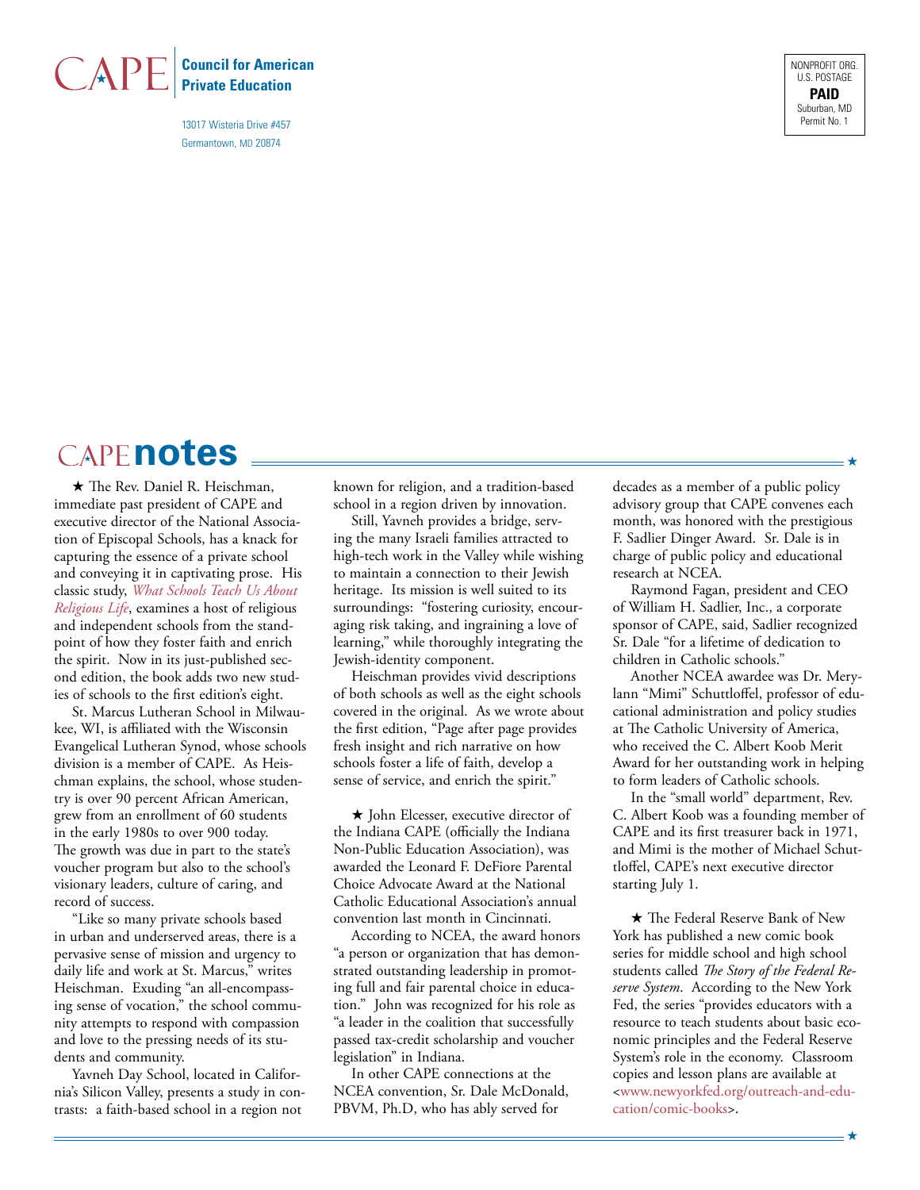CAPE Council for American Private Education

13017 Wisteria Drive #457
Germantown, MD 20874

NONPROFIT ORG.
U.S. POSTAGE
**PAID**
Suburban, MD
Permit No. 1

# CAPE notes

★ The Rev. Daniel R. Heischman, immediate past president of CAPE and executive director of the National Association of Episcopal Schools, has a knack for capturing the essence of a private school and conveying it in captivating prose. His classic study, *What Schools Teach Us About Religious Life*, examines a host of religious and independent schools from the standpoint of how they foster faith and enrich the spirit. Now in its just-published second edition, the book adds two new studies of schools to the first edition's eight.

St. Marcus Lutheran School in Milwaukee, WI, is affiliated with the Wisconsin Evangelical Lutheran Synod, whose schools division is a member of CAPE. As Heischman explains, the school, whose studentry is over 90 percent African American, grew from an enrollment of 60 students in the early 1980s to over 900 today. The growth was due in part to the state's voucher program but also to the school's visionary leaders, culture of caring, and record of success.

"Like so many private schools based in urban and underserved areas, there is a pervasive sense of mission and urgency to daily life and work at St. Marcus," writes Heischman. Exuding "an all-encompassing sense of vocation," the school community attempts to respond with compassion and love to the pressing needs of its students and community.

Yavneh Day School, located in California's Silicon Valley, presents a study in contrasts: a faith-based school in a region not known for religion, and a tradition-based school in a region driven by innovation.

Still, Yavneh provides a bridge, serving the many Israeli families attracted to high-tech work in the Valley while wishing to maintain a connection to their Jewish heritage. Its mission is well suited to its surroundings: "fostering curiosity, encouraging risk taking, and ingraining a love of learning," while thoroughly integrating the Jewish-identity component.

Heischman provides vivid descriptions of both schools as well as the eight schools covered in the original. As we wrote about the first edition, "Page after page provides fresh insight and rich narrative on how schools foster a life of faith, develop a sense of service, and enrich the spirit."

★ John Elcesser, executive director of the Indiana CAPE (officially the Indiana Non-Public Education Association), was awarded the Leonard F. DeFiore Parental Choice Advocate Award at the National Catholic Educational Association's annual convention last month in Cincinnati.

According to NCEA, the award honors "a person or organization that has demonstrated outstanding leadership in promoting full and fair parental choice in education." John was recognized for his role as "a leader in the coalition that successfully passed tax-credit scholarship and voucher legislation" in Indiana.

In other CAPE connections at the NCEA convention, Sr. Dale McDonald, PBVM, Ph.D, who has ably served for decades as a member of a public policy advisory group that CAPE convenes each month, was honored with the prestigious F. Sadlier Dinger Award. Sr. Dale is in charge of public policy and educational research at NCEA.

Raymond Fagan, president and CEO of William H. Sadlier, Inc., a corporate sponsor of CAPE, said, Sadlier recognized Sr. Dale "for a lifetime of dedication to children in Catholic schools."

Another NCEA awardee was Dr. Merylann "Mimi" Schuttloffel, professor of educational administration and policy studies at The Catholic University of America, who received the C. Albert Koob Merit Award for her outstanding work in helping to form leaders of Catholic schools.

In the "small world" department, Rev. C. Albert Koob was a founding member of CAPE and its first treasurer back in 1971, and Mimi is the mother of Michael Schuttloffel, CAPE's next executive director starting July 1.

★ The Federal Reserve Bank of New York has published a new comic book series for middle school and high school students called *The Story of the Federal Reserve System*. According to the New York Fed, the series "provides educators with a resource to teach students about basic economic principles and the Federal Reserve System's role in the economy. Classroom copies and lesson plans are available at <www.newyorkfed.org/outreach-and-education/comic-books>.